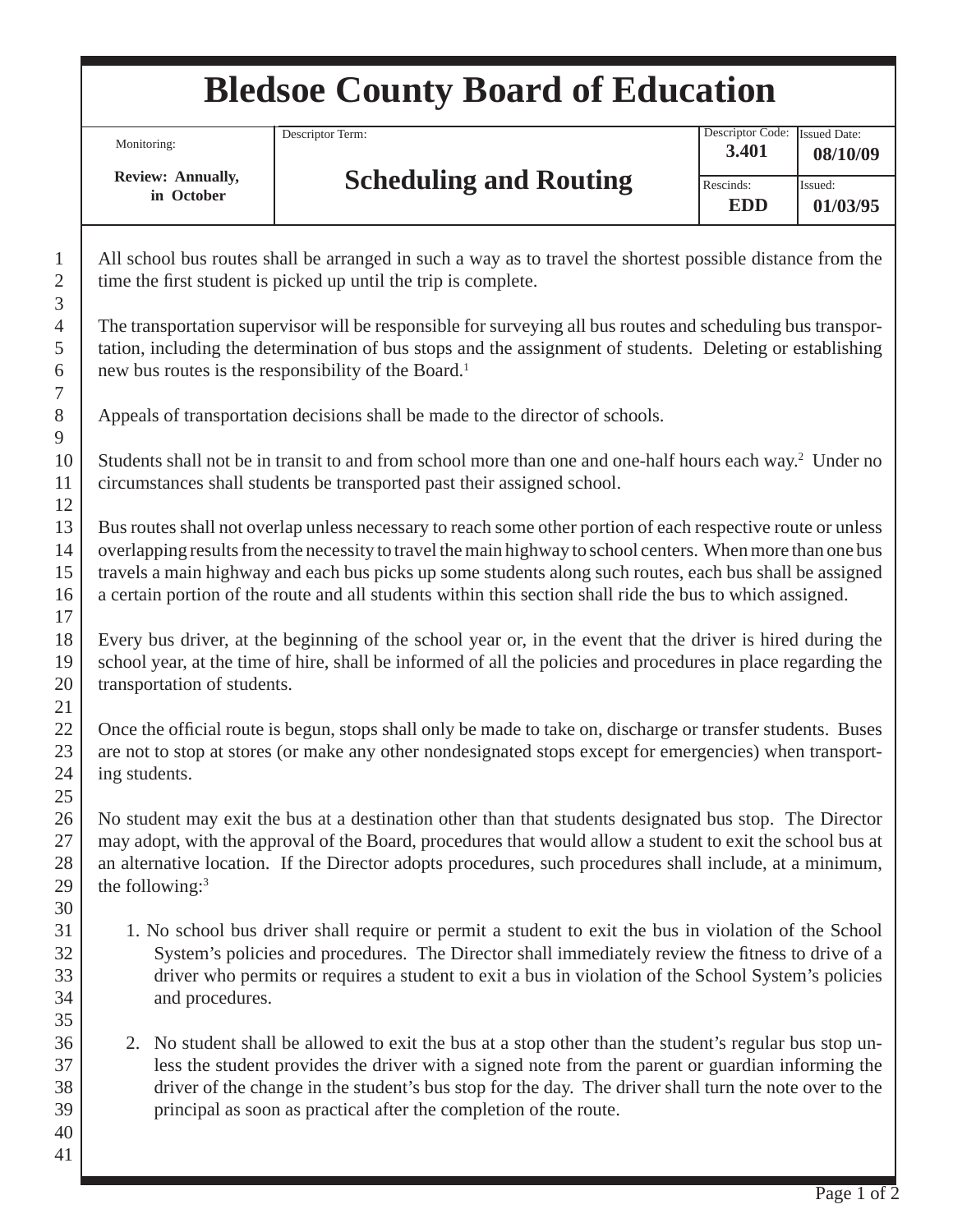# Bledsoe County Board of Education

| Monitoring: Review: Annually, in October | Descriptor Term: **Scheduling and Routing** | Descriptor Code: **3.401** | Issued Date: **08/10/09** |
|---|---|---|---|
| | | Rescinds: **EDD** | Issued: **01/03/95** |

All school bus routes shall be arranged in such a way as to travel the shortest possible distance from the time the first student is picked up until the trip is complete.

The transportation supervisor will be responsible for surveying all bus routes and scheduling bus transportation, including the determination of bus stops and the assignment of students. Deleting or establishing new bus routes is the responsibility of the Board.[1]

Appeals of transportation decisions shall be made to the director of schools.

Students shall not be in transit to and from school more than one and one-half hours each way.[2] Under no circumstances shall students be transported past their assigned school.

Bus routes shall not overlap unless necessary to reach some other portion of each respective route or unless overlapping results from the necessity to travel the main highway to school centers. When more than one bus travels a main highway and each bus picks up some students along such routes, each bus shall be assigned a certain portion of the route and all students within this section shall ride the bus to which assigned.

Every bus driver, at the beginning of the school year or, in the event that the driver is hired during the school year, at the time of hire, shall be informed of all the policies and procedures in place regarding the transportation of students.

Once the official route is begun, stops shall only be made to take on, discharge or transfer students. Buses are not to stop at stores (or make any other nondesignated stops except for emergencies) when transporting students.

No student may exit the bus at a destination other than that students designated bus stop. The Director may adopt, with the approval of the Board, procedures that would allow a student to exit the school bus at an alternative location. If the Director adopts procedures, such procedures shall include, at a minimum, the following:[3]

1. No school bus driver shall require or permit a student to exit the bus in violation of the School System's policies and procedures. The Director shall immediately review the fitness to drive of a driver who permits or requires a student to exit a bus in violation of the School System's policies and procedures.

2. No student shall be allowed to exit the bus at a stop other than the student's regular bus stop unless the student provides the driver with a signed note from the parent or guardian informing the driver of the change in the student's bus stop for the day. The driver shall turn the note over to the principal as soon as practical after the completion of the route.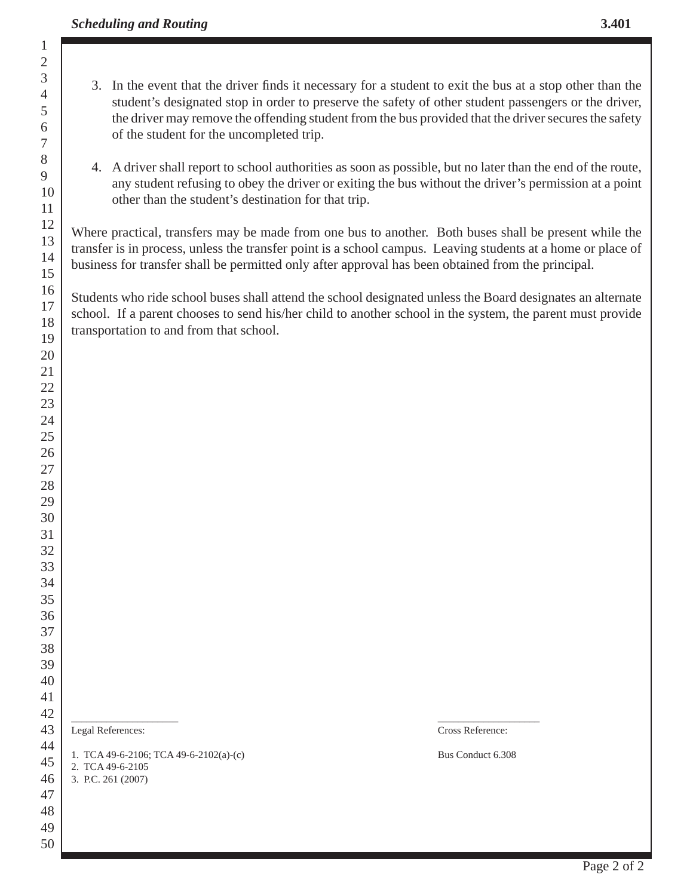3. In the event that the driver finds it necessary for a student to exit the bus at a stop other than the student's designated stop in order to preserve the safety of other student passengers or the driver, the driver may remove the offending student from the bus provided that the driver secures the safety of the student for the uncompleted trip.

4. A driver shall report to school authorities as soon as possible, but no later than the end of the route, any student refusing to obey the driver or exiting the bus without the driver's permission at a point other than the student's destination for that trip.

Where practical, transfers may be made from one bus to another. Both buses shall be present while the transfer is in process, unless the transfer point is a school campus. Leaving students at a home or place of business for transfer shall be permitted only after approval has been obtained from the principal.

Students who ride school buses shall attend the school designated unless the Board designates an alternate school. If a parent chooses to send his/her child to another school in the system, the parent must provide transportation to and from that school.

---

Legal References:

1. TCA 49-6-2106; TCA 49-6-2102(a)-(c)
2. TCA 49-6-2105
3. P.C. 261 (2007)

Cross Reference:

Bus Conduct 6.308